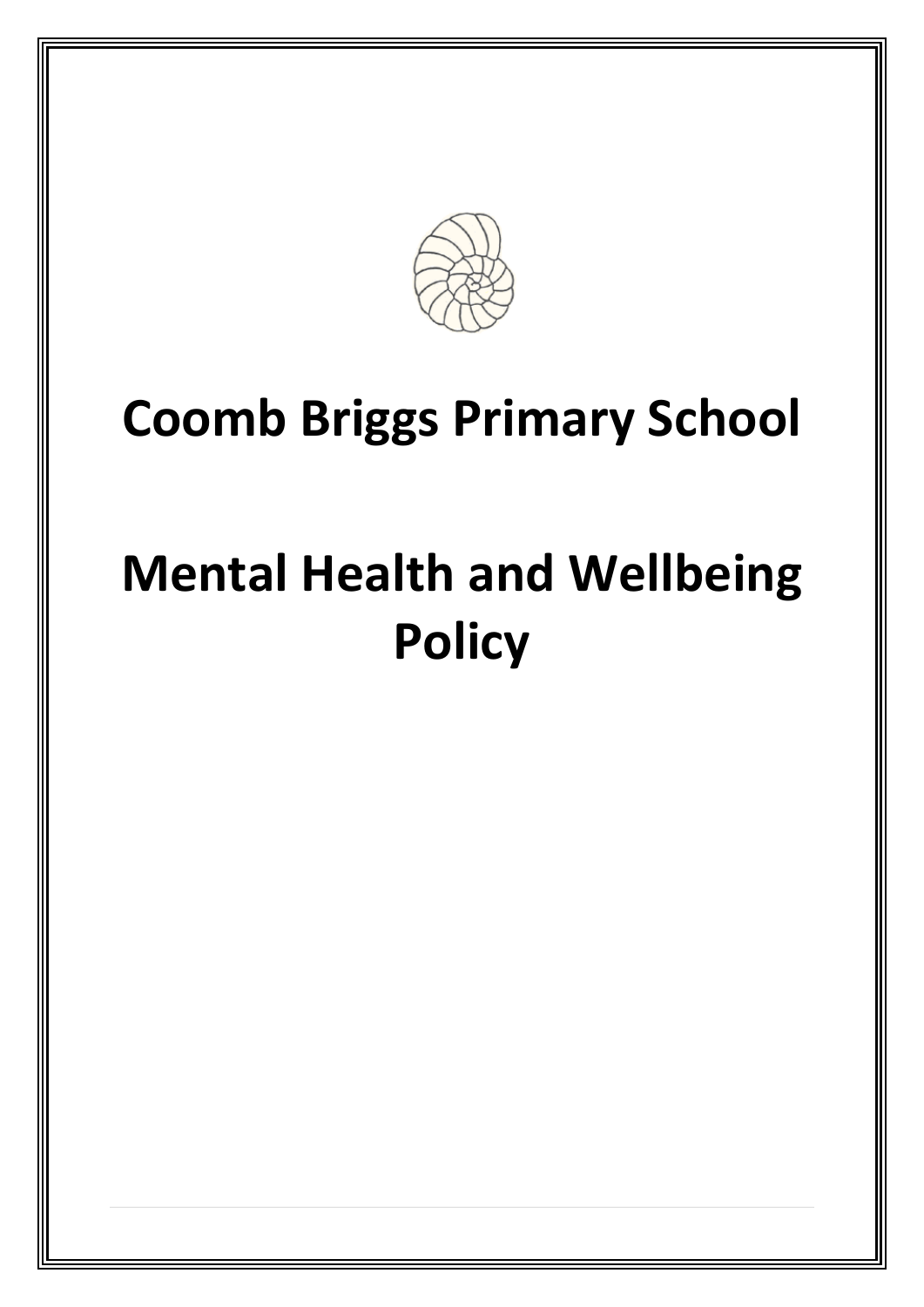# Coomb Briggs Primary School

# Mental Health and Wellbeing Policy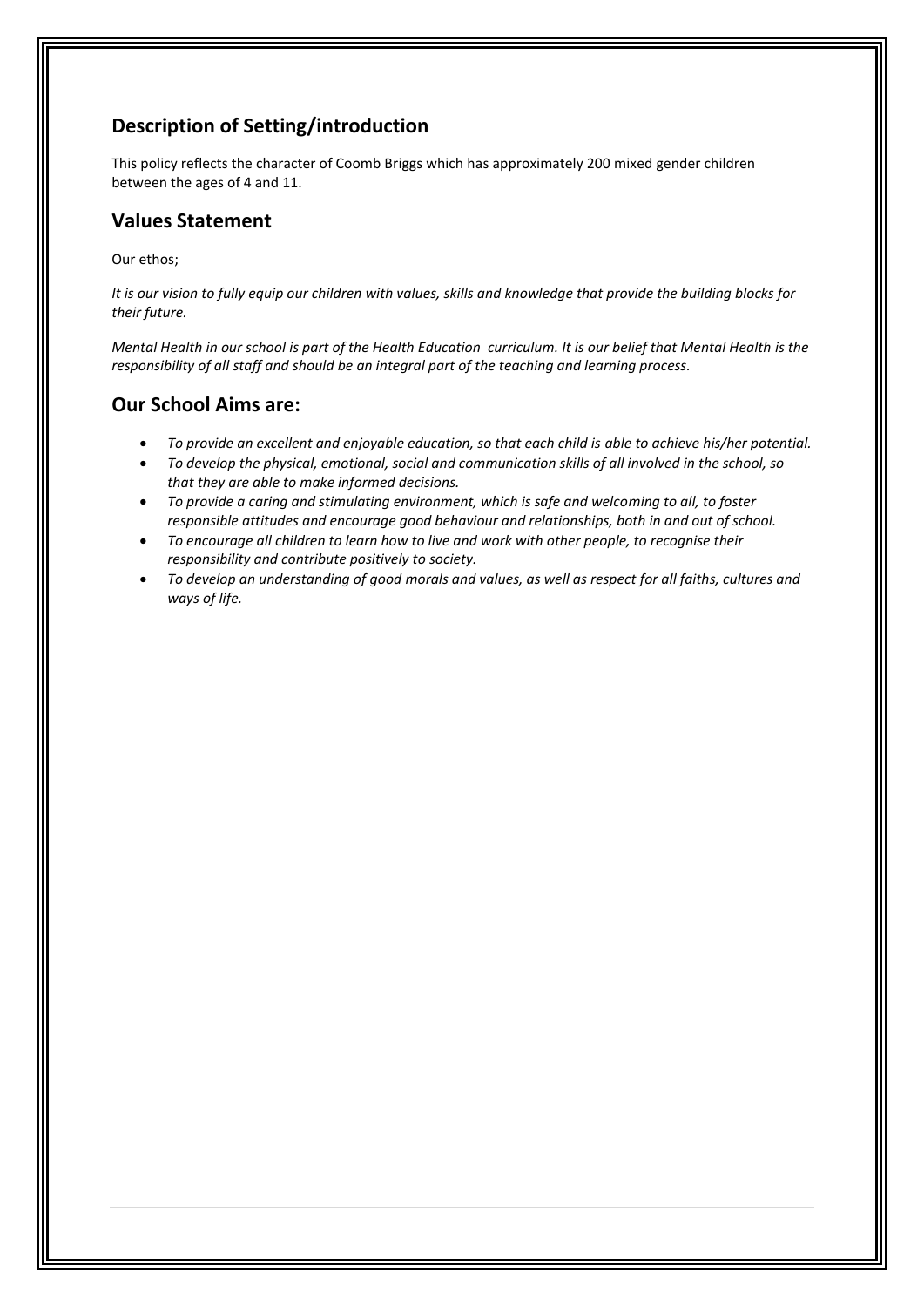## Description of Setting/introduction

This policy reflects the character of Coomb Briggs which has approximately 200 mixed gender children between the ages of 4 and 11.

## Values Statement

Our ethos;

*It is our vision to fully equip our children with values, skills and knowledge that provide the building blocks for their future.*

*Mental Health in our school is part of the Health Education curriculum. It is our belief that Mental Health is the responsibility of all staff and should be an integral part of the teaching and learning process.*

## Our School Aims are:

- *To provide an excellent and enjoyable education, so that each child is able to achieve his/her potential.*
- *To develop the physical, emotional, social and communication skills of all involved in the school, so that they are able to make informed decisions.*
- *To provide a caring and stimulating environment, which is safe and welcoming to all, to foster responsible attitudes and encourage good behaviour and relationships, both in and out of school.*
- *To encourage all children to learn how to live and work with other people, to recognise their responsibility and contribute positively to society.*
- *To develop an understanding of good morals and values, as well as respect for all faiths, cultures and ways of life.*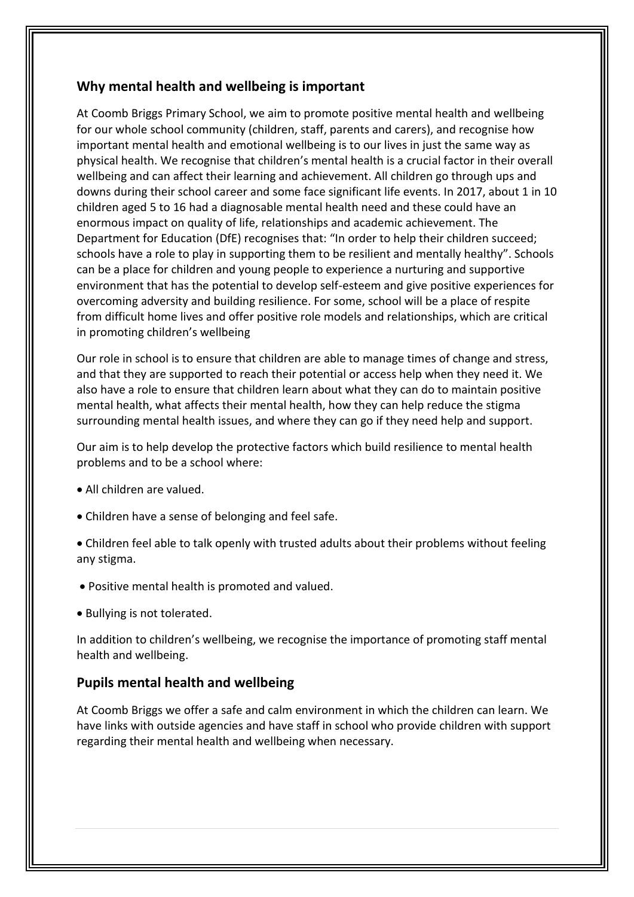## Why mental health and wellbeing is important

At Coomb Briggs Primary School, we aim to promote positive mental health and wellbeing for our whole school community (children, staff, parents and carers), and recognise how important mental health and emotional wellbeing is to our lives in just the same way as physical health. We recognise that children's mental health is a crucial factor in their overall wellbeing and can affect their learning and achievement. All children go through ups and downs during their school career and some face significant life events. In 2017, about 1 in 10 children aged 5 to 16 had a diagnosable mental health need and these could have an enormous impact on quality of life, relationships and academic achievement. The Department for Education (DfE) recognises that: "In order to help their children succeed; schools have a role to play in supporting them to be resilient and mentally healthy". Schools can be a place for children and young people to experience a nurturing and supportive environment that has the potential to develop self-esteem and give positive experiences for overcoming adversity and building resilience. For some, school will be a place of respite from difficult home lives and offer positive role models and relationships, which are critical in promoting children's wellbeing

Our role in school is to ensure that children are able to manage times of change and stress, and that they are supported to reach their potential or access help when they need it. We also have a role to ensure that children learn about what they can do to maintain positive mental health, what affects their mental health, how they can help reduce the stigma surrounding mental health issues, and where they can go if they need help and support.

Our aim is to help develop the protective factors which build resilience to mental health problems and to be a school where:

- All children are valued.
- Children have a sense of belonging and feel safe.
- Children feel able to talk openly with trusted adults about their problems without feeling any stigma.
- Positive mental health is promoted and valued.
- Bullying is not tolerated.

In addition to children's wellbeing, we recognise the importance of promoting staff mental health and wellbeing.

## Pupils mental health and wellbeing

At Coomb Briggs we offer a safe and calm environment in which the children can learn. We have links with outside agencies and have staff in school who provide children with support regarding their mental health and wellbeing when necessary.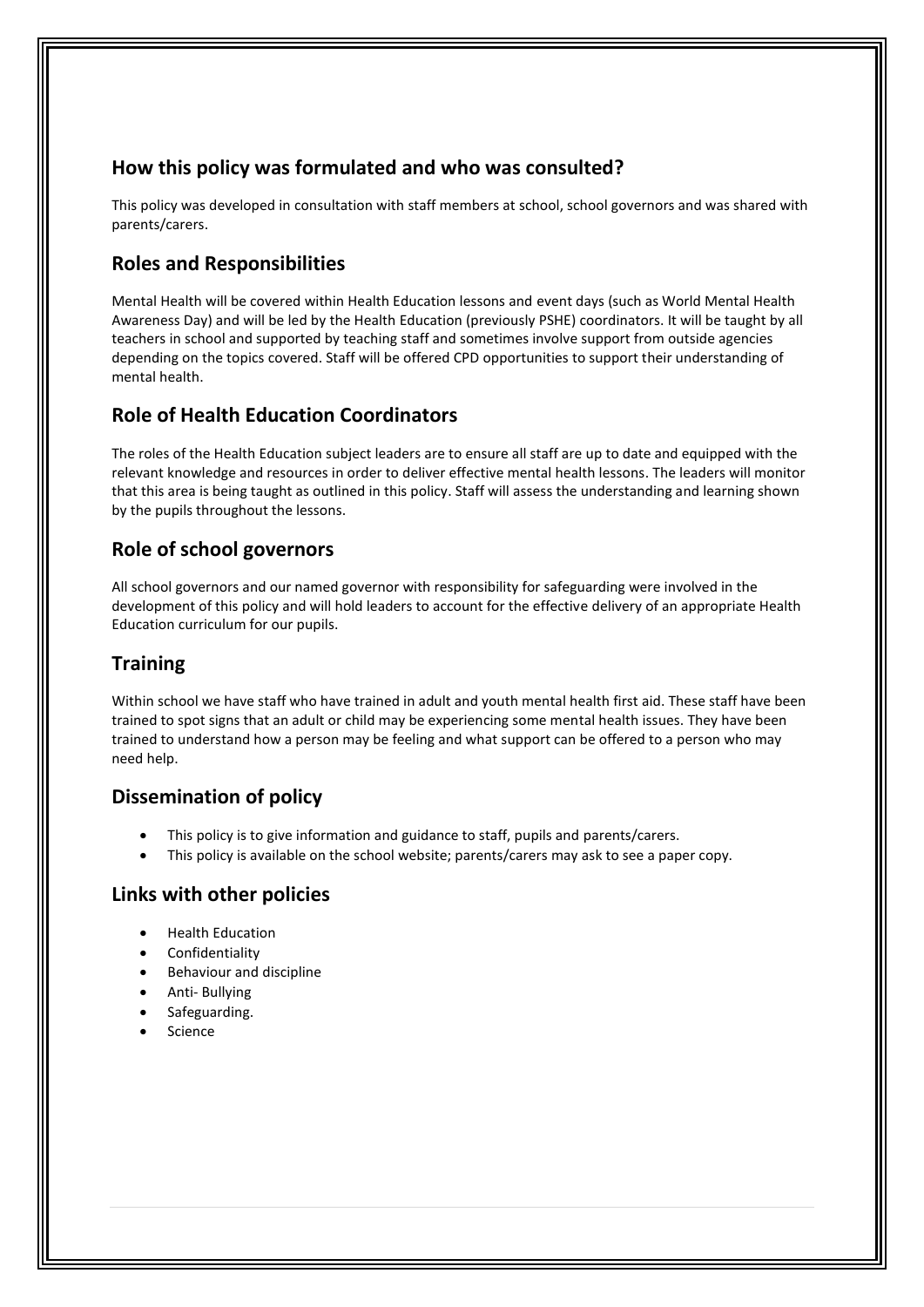## How this policy was formulated and who was consulted?

This policy was developed in consultation with staff members at school, school governors and was shared with parents/carers.

## Roles and Responsibilities

Mental Health will be covered within Health Education lessons and event days (such as World Mental Health Awareness Day) and will be led by the Health Education (previously PSHE) coordinators. It will be taught by all teachers in school and supported by teaching staff and sometimes involve support from outside agencies depending on the topics covered. Staff will be offered CPD opportunities to support their understanding of mental health.

## Role of Health Education Coordinators

The roles of the Health Education subject leaders are to ensure all staff are up to date and equipped with the relevant knowledge and resources in order to deliver effective mental health lessons. The leaders will monitor that this area is being taught as outlined in this policy. Staff will assess the understanding and learning shown by the pupils throughout the lessons.

## Role of school governors

All school governors and our named governor with responsibility for safeguarding were involved in the development of this policy and will hold leaders to account for the effective delivery of an appropriate Health Education curriculum for our pupils.

## Training

Within school we have staff who have trained in adult and youth mental health first aid. These staff have been trained to spot signs that an adult or child may be experiencing some mental health issues. They have been trained to understand how a person may be feeling and what support can be offered to a person who may need help.

## Dissemination of policy

- This policy is to give information and guidance to staff, pupils and parents/carers.
- This policy is available on the school website; parents/carers may ask to see a paper copy.

## Links with other policies

- Health Education
- Confidentiality
- Behaviour and discipline
- Anti- Bullying
- Safeguarding.
- Science